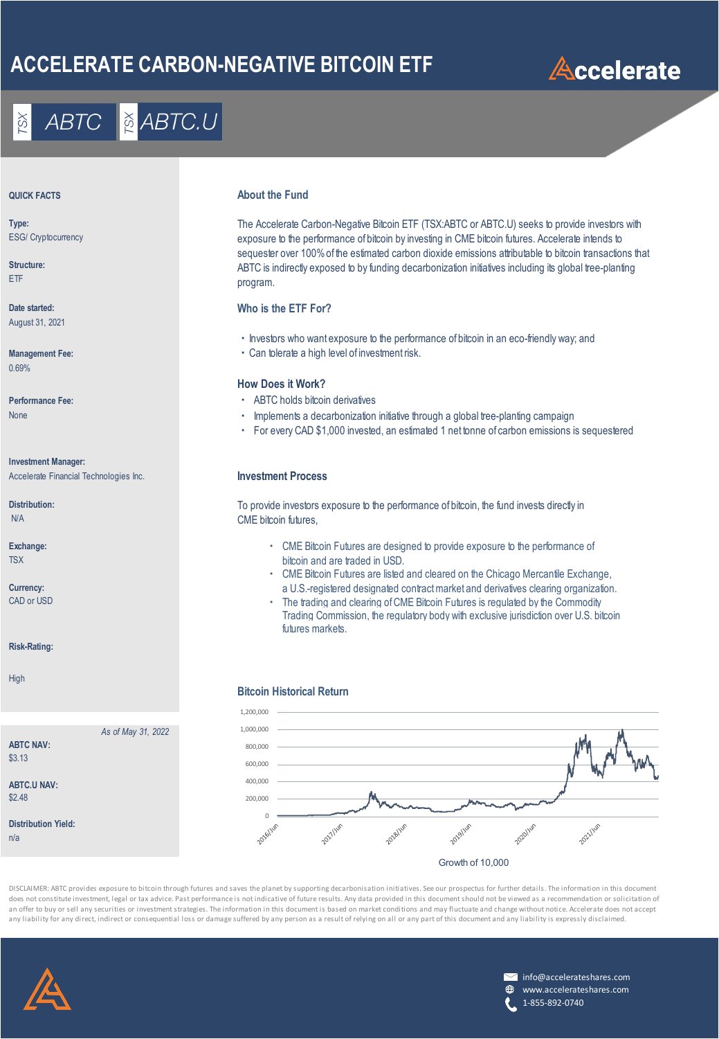# ACCELERATE CARBON-NEGATIVE BITCOIN ETF

Accelerate

TSX ABTC | TSX ABTC.U

## QUICK FACTS

**Type:**
ESG/ Cryptocurrency

**Structure:**
ETF

**Date started:**
August 31, 2021

**Management Fee:**
0.69%

**Performance Fee:**
None

**Investment Manager:**
Accelerate Financial Technologies Inc.

**Distribution:**
N/A

**Exchange:**
TSX

**Currency:**
CAD or USD

**Risk-Rating:**

High

*As of May 31, 2022*

**ABTC NAV:**
$3.13

**ABTC.U NAV:**
$2.48

**Distribution Yield:**
n/a

## About the Fund

The Accelerate Carbon-Negative Bitcoin ETF (TSX:ABTC or ABTC.U) seeks to provide investors with exposure to the performance of bitcoin by investing in CME bitcoin futures. Accelerate intends to sequester over 100% of the estimated carbon dioxide emissions attributable to bitcoin transactions that ABTC is indirectly exposed to by funding decarbonization initiatives including its global tree-planting program.

## Who is the ETF For?

- Investors who want exposure to the performance of bitcoin in an eco-friendly way; and
- Can tolerate a high level of investment risk.

## How Does it Work?

- ABTC holds bitcoin derivatives
- Implements a decarbonization initiative through a global tree-planting campaign
- For every CAD $1,000 invested, an estimated 1 net tonne of carbon emissions is sequestered

## Investment Process

To provide investors exposure to the performance of bitcoin, the fund invests directly in CME bitcoin futures,

- CME Bitcoin Futures are designed to provide exposure to the performance of bitcoin and are traded in USD.
- CME Bitcoin Futures are listed and cleared on the Chicago Mercantile Exchange, a U.S.-registered designated contract market and derivatives clearing organization.
- The trading and clearing of CME Bitcoin Futures is regulated by the Commodity Trading Commission, the regulatory body with exclusive jurisdiction over U.S. bitcoin futures markets.

## Bitcoin Historical Return

Growth of 10,000

DISCLAIMER: ABTC provides exposure to bitcoin through futures and saves the planet by supporting decarbonisation initiatives. See our prospectus for further details. The information in this document does not constitute investment, legal or tax advice. Past performance is not indicative of future results. Any data provided in this document should not be viewed as a recommendation or solicitation of an offer to buy or sell any securities or investment strategies. The information in this document is based on market conditions and may fluctuate and change without notice. Accelerate does not accept any liability for any direct, indirect or consequential loss or damage suffered by any person as a result of relying on all or any part of this document and any liability is expressly disclaimed.

info@accelerateshares.com
www.accelerateshares.com
1-855-892-0740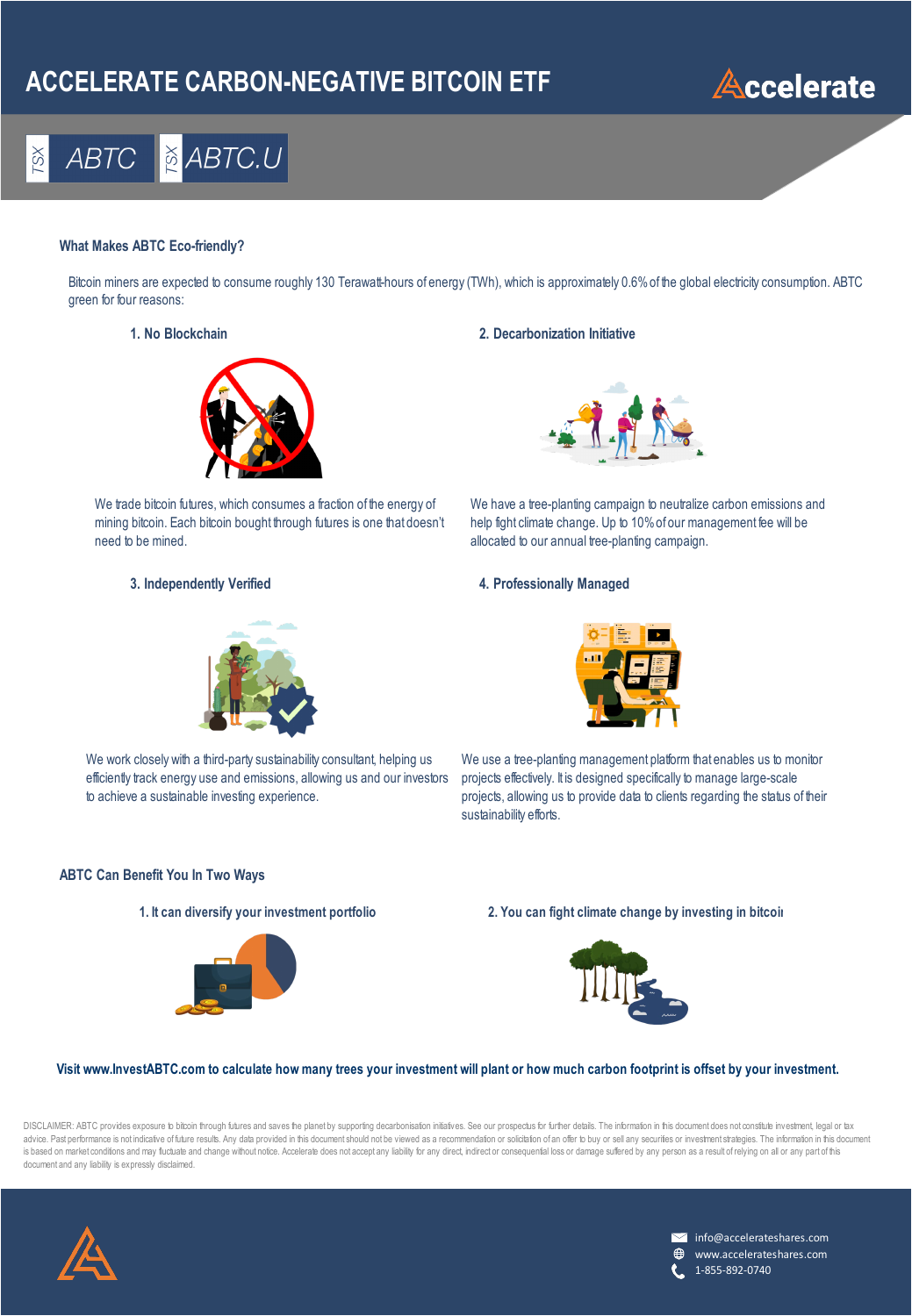# ACCELERATE CARBON-NEGATIVE BITCOIN ETF

TSX ABTC | TSX ABTC.U

## What Makes ABTC Eco-friendly?

Bitcoin miners are expected to consume roughly 130 Terawatt-hours of energy (TWh), which is approximately 0.6% of the global electricity consumption. ABTC green for four reasons:

### 1. No Blockchain

We trade bitcoin futures, which consumes a fraction of the energy of mining bitcoin. Each bitcoin bought through futures is one that doesn't need to be mined.

### 2. Decarbonization Initiative

We have a tree-planting campaign to neutralize carbon emissions and help fight climate change. Up to 10% of our management fee will be allocated to our annual tree-planting campaign.

### 3. Independently Verified

We work closely with a third-party sustainability consultant, helping us efficiently track energy use and emissions, allowing us and our investors to achieve a sustainable investing experience.

### 4. Professionally Managed

We use a tree-planting management platform that enables us to monitor projects effectively. It is designed specifically to manage large-scale projects, allowing us to provide data to clients regarding the status of their sustainability efforts.

## ABTC Can Benefit You In Two Ways

### 1. It can diversify your investment portfolio

### 2. You can fight climate change by investing in bitcoi

**Visit www.InvestABTC.com to calculate how many trees your investment will plant or how much carbon footprint is offset by your investment.**

DISCLAIMER: ABTC provides exposure to bitcoin through futures and saves the planet by supporting decarbonisation initiatives. See our prospectus for further details. The information in this document does not constitute investment, legal or tax advice. Past performance is not indicative of future results. Any data provided in this document should not be viewed as a recommendation or solicitation of an offer to buy or sell any securities or investment strategies. The information in this document is based on market conditions and may fluctuate and change without notice. Accelerate does not accept any liability for any direct, indirect or consequential loss or damage suffered by any person as a result of relying on all or any part of this document and any liability is expressly disclaimed.

info@accelerateshares.com
www.accelerateshares.com
1-855-892-0740